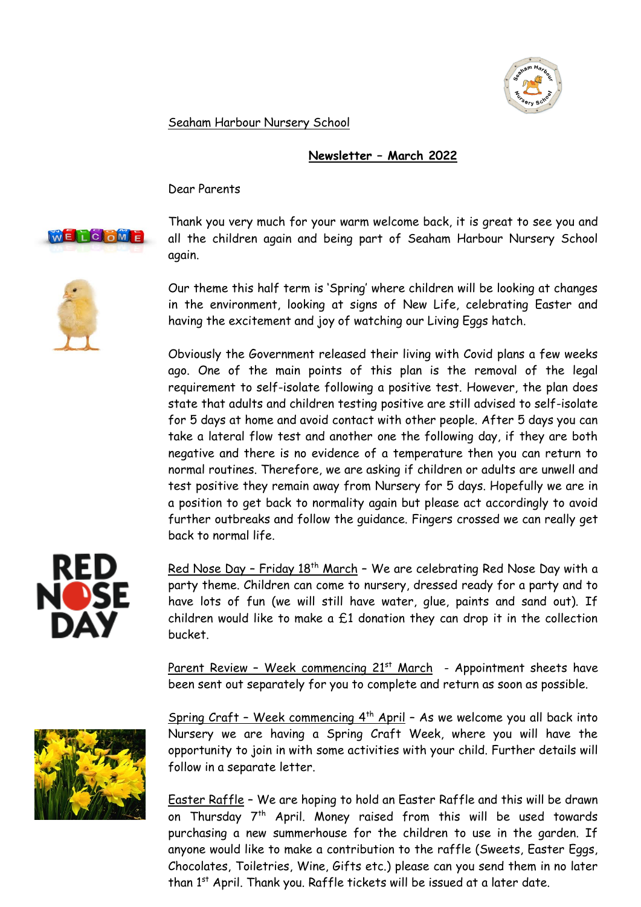Seaham Harbour Nursery School

**Newsletter – March 2022**

Dear Parents

Thank you very much for your warm welcome back, it is great to see you and all the children again and being part of Seaham Harbour Nursery School again.

Our theme this half term is 'Spring' where children will be looking at changes in the environment, looking at signs of New Life, celebrating Easter and having the excitement and joy of watching our Living Eggs hatch.

Obviously the Government released their living with Covid plans a few weeks ago. One of the main points of this plan is the removal of the legal requirement to self-isolate following a positive test. However, the plan does state that adults and children testing positive are still advised to self-isolate for 5 days at home and avoid contact with other people. After 5 days you can take a lateral flow test and another one the following day, if they are both negative and there is no evidence of a temperature then you can return to normal routines. Therefore, we are asking if children or adults are unwell and test positive they remain away from Nursery for 5 days. Hopefully we are in a position to get back to normality again but please act accordingly to avoid further outbreaks and follow the guidance. Fingers crossed we can really get back to normal life.

Red Nose Day – Friday 18th March – We are celebrating Red Nose Day with a party theme. Children can come to nursery, dressed ready for a party and to have lots of fun (we will still have water, glue, paints and sand out). If children would like to make a £1 donation they can drop it in the collection bucket.

Parent Review – Week commencing 21st March - Appointment sheets have been sent out separately for you to complete and return as soon as possible.

Spring Craft – Week commencing 4th April – As we welcome you all back into Nursery we are having a Spring Craft Week, where you will have the opportunity to join in with some activities with your child. Further details will follow in a separate letter.

Easter Raffle – We are hoping to hold an Easter Raffle and this will be drawn on Thursday 7th April. Money raised from this will be used towards purchasing a new summerhouse for the children to use in the garden. If anyone would like to make a contribution to the raffle (Sweets, Easter Eggs, Chocolates, Toiletries, Wine, Gifts etc.) please can you send them in no later than 1st April. Thank you. Raffle tickets will be issued at a later date.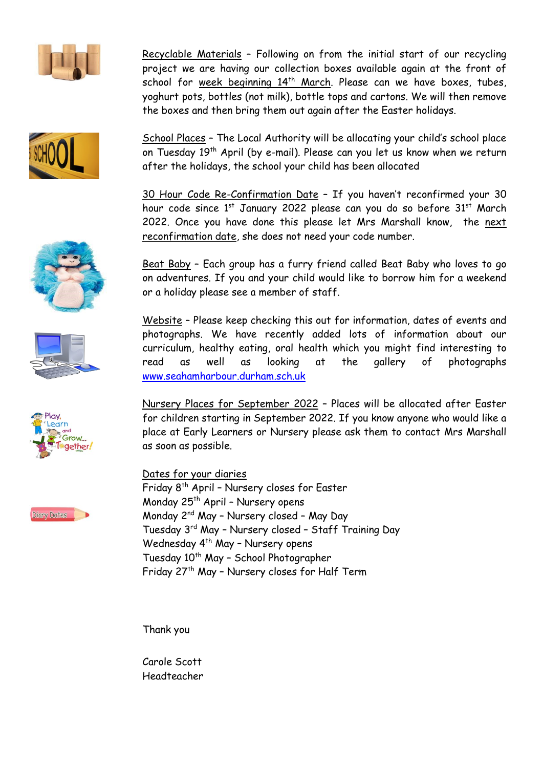Recyclable Materials – Following on from the initial start of our recycling project we are having our collection boxes available again at the front of school for week beginning 14th March. Please can we have boxes, tubes, yoghurt pots, bottles (not milk), bottle tops and cartons. We will then remove the boxes and then bring them out again after the Easter holidays.

School Places – The Local Authority will be allocating your child's school place on Tuesday 19th April (by e-mail). Please can you let us know when we return after the holidays, the school your child has been allocated

30 Hour Code Re-Confirmation Date – If you haven't reconfirmed your 30 hour code since 1st January 2022 please can you do so before 31st March 2022. Once you have done this please let Mrs Marshall know, the next reconfirmation date, she does not need your code number.

Beat Baby – Each group has a furry friend called Beat Baby who loves to go on adventures. If you and your child would like to borrow him for a weekend or a holiday please see a member of staff.

Website – Please keep checking this out for information, dates of events and photographs. We have recently added lots of information about our curriculum, healthy eating, oral health which you might find interesting to read as well as looking at the gallery of photographs www.seahamharbour.durham.sch.uk

Nursery Places for September 2022 – Places will be allocated after Easter for children starting in September 2022. If you know anyone who would like a place at Early Learners or Nursery please ask them to contact Mrs Marshall as soon as possible.

Dates for your diaries

Friday 8th April – Nursery closes for Easter
Monday 25th April – Nursery opens
Monday 2nd May – Nursery closed – May Day
Tuesday 3rd May – Nursery closed – Staff Training Day
Wednesday 4th May – Nursery opens
Tuesday 10th May – School Photographer
Friday 27th May – Nursery closes for Half Term

Thank you

Carole Scott
Headteacher